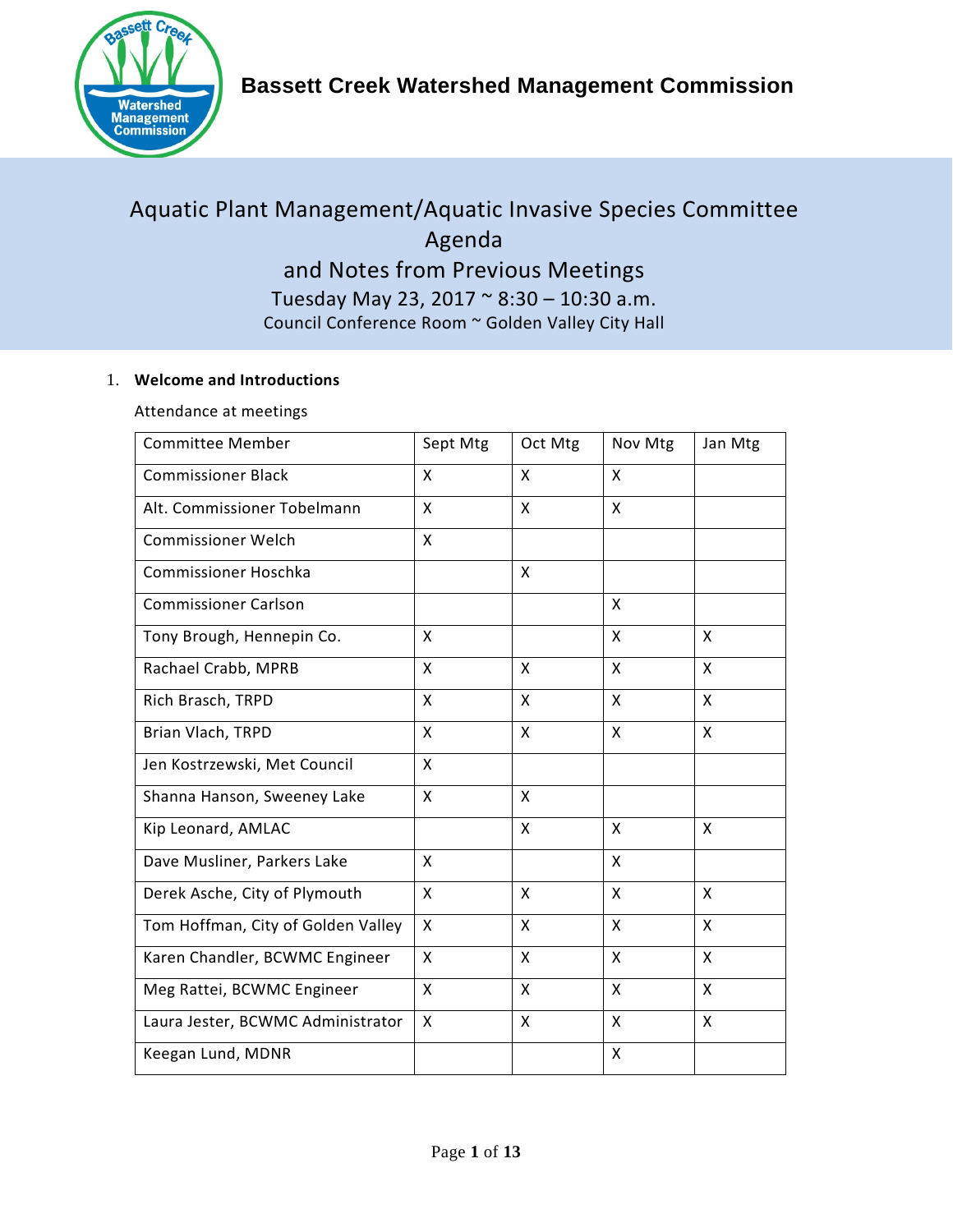# Bassett Creek Watershed Management Commission

## Aquatic Plant Management/Aquatic Invasive Species Committee Agenda and Notes from Previous Meetings

Tuesday May 23, 2017 ~ 8:30 – 10:30 a.m.

Council Conference Room ~ Golden Valley City Hall

1. **Welcome and Introductions**

   Attendance at meetings

| Committee Member | Sept Mtg | Oct Mtg | Nov Mtg | Jan Mtg |
|---|---|---|---|---|
| Commissioner Black | X | X | X | |
| Alt. Commissioner Tobelmann | X | X | X | |
| Commissioner Welch | X | | | |
| Commissioner Hoschka | | X | | |
| Commissioner Carlson | | | X | |
| Tony Brough, Hennepin Co. | X | | X | X |
| Rachael Crabb, MPRB | X | X | X | X |
| Rich Brasch, TRPD | X | X | X | X |
| Brian Vlach, TRPD | X | X | X | X |
| Jen Kostrzewski, Met Council | X | | | |
| Shanna Hanson, Sweeney Lake | X | X | | |
| Kip Leonard, AMLAC | | X | X | X |
| Dave Musliner, Parkers Lake | X | | X | |
| Derek Asche, City of Plymouth | X | X | X | X |
| Tom Hoffman, City of Golden Valley | X | X | X | X |
| Karen Chandler, BCWMC Engineer | X | X | X | X |
| Meg Rattei, BCWMC Engineer | X | X | X | X |
| Laura Jester, BCWMC Administrator | X | X | X | X |
| Keegan Lund, MDNR | | | X | |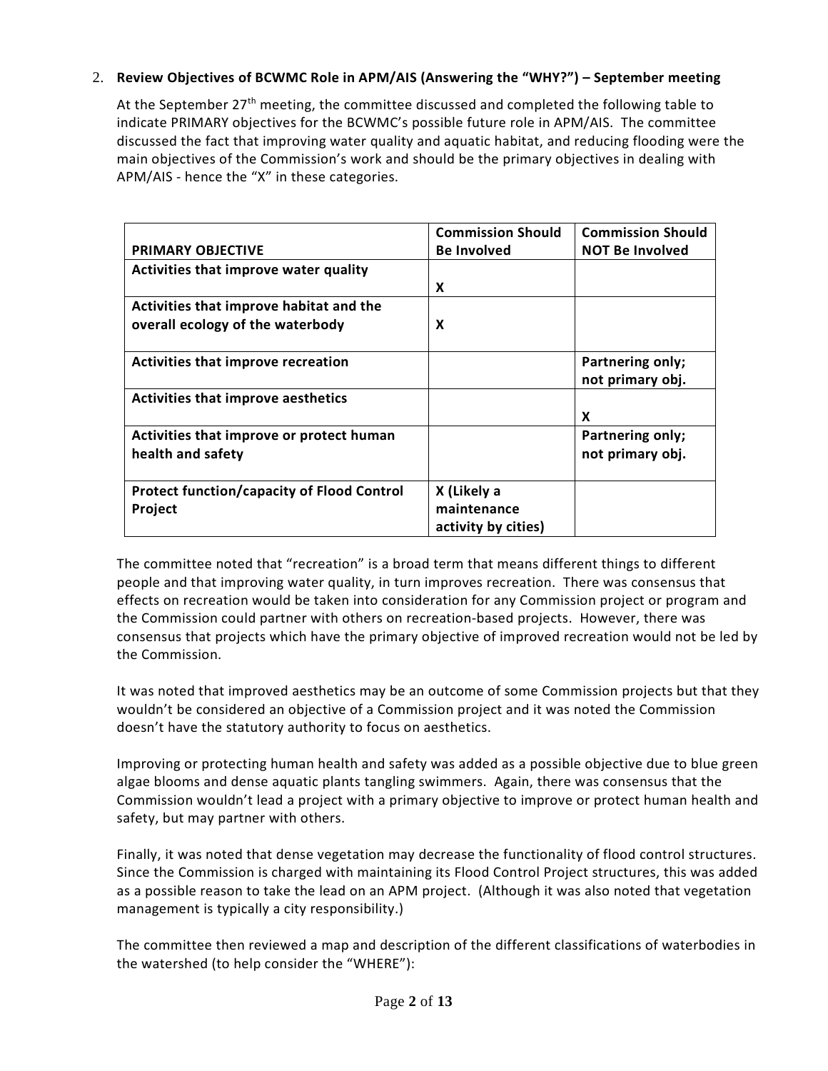2. **Review Objectives of BCWMC Role in APM/AIS (Answering the "WHY?") – September meeting**

   At the September 27th meeting, the committee discussed and completed the following table to indicate PRIMARY objectives for the BCWMC's possible future role in APM/AIS. The committee discussed the fact that improving water quality and aquatic habitat, and reducing flooding were the main objectives of the Commission's work and should be the primary objectives in dealing with APM/AIS - hence the "X" in these categories.

| PRIMARY OBJECTIVE | Commission Should Be Involved | Commission Should NOT Be Involved |
|---|---|---|
| **Activities that improve water quality** | **X** | |
| **Activities that improve habitat and the overall ecology of the waterbody** | **X** | |
| **Activities that improve recreation** | | **Partnering only; not primary obj.** |
| **Activities that improve aesthetics** | | **X** |
| **Activities that improve or protect human health and safety** | | **Partnering only; not primary obj.** |
| **Protect function/capacity of Flood Control Project** | **X (Likely a maintenance activity by cities)** | |

The committee noted that "recreation" is a broad term that means different things to different people and that improving water quality, in turn improves recreation. There was consensus that effects on recreation would be taken into consideration for any Commission project or program and the Commission could partner with others on recreation-based projects. However, there was consensus that projects which have the primary objective of improved recreation would not be led by the Commission.

It was noted that improved aesthetics may be an outcome of some Commission projects but that they wouldn't be considered an objective of a Commission project and it was noted the Commission doesn't have the statutory authority to focus on aesthetics.

Improving or protecting human health and safety was added as a possible objective due to blue green algae blooms and dense aquatic plants tangling swimmers. Again, there was consensus that the Commission wouldn't lead a project with a primary objective to improve or protect human health and safety, but may partner with others.

Finally, it was noted that dense vegetation may decrease the functionality of flood control structures. Since the Commission is charged with maintaining its Flood Control Project structures, this was added as a possible reason to take the lead on an APM project. (Although it was also noted that vegetation management is typically a city responsibility.)

The committee then reviewed a map and description of the different classifications of waterbodies in the watershed (to help consider the "WHERE"):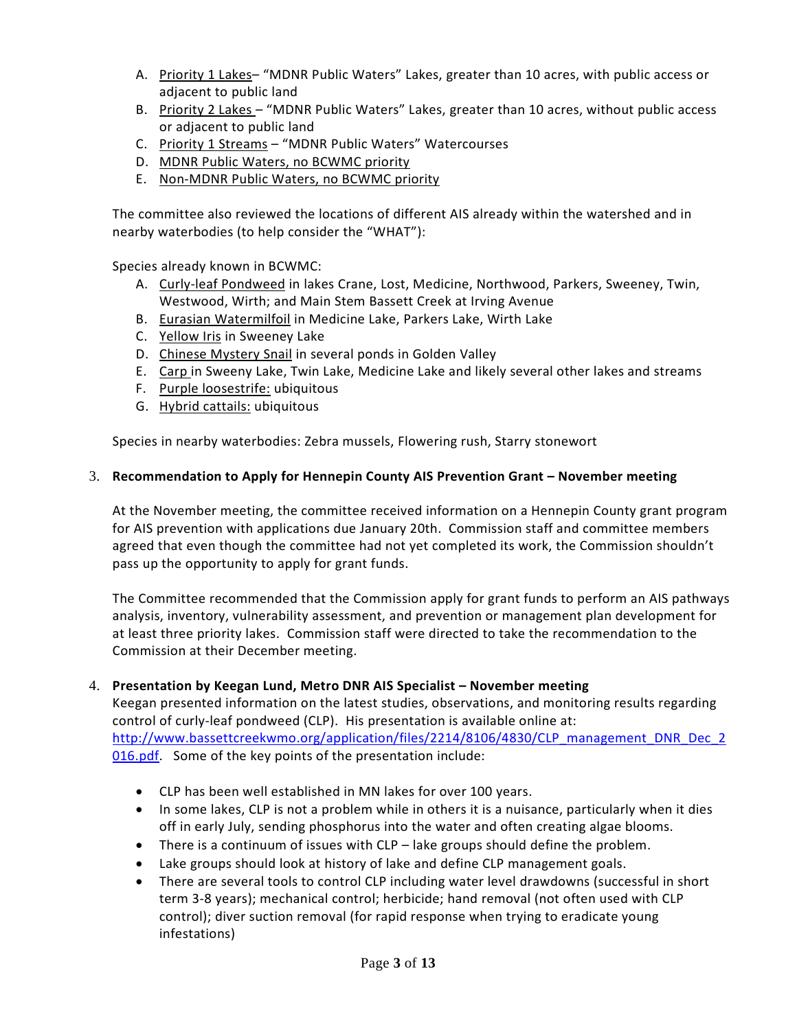A. Priority 1 Lakes– "MDNR Public Waters" Lakes, greater than 10 acres, with public access or adjacent to public land
B. Priority 2 Lakes – "MDNR Public Waters" Lakes, greater than 10 acres, without public access or adjacent to public land
C. Priority 1 Streams – "MDNR Public Waters" Watercourses
D. MDNR Public Waters, no BCWMC priority
E. Non-MDNR Public Waters, no BCWMC priority

The committee also reviewed the locations of different AIS already within the watershed and in nearby waterbodies (to help consider the "WHAT"):

Species already known in BCWMC:

A. Curly-leaf Pondweed in lakes Crane, Lost, Medicine, Northwood, Parkers, Sweeney, Twin, Westwood, Wirth; and Main Stem Bassett Creek at Irving Avenue
B. Eurasian Watermilfoil in Medicine Lake, Parkers Lake, Wirth Lake
C. Yellow Iris in Sweeney Lake
D. Chinese Mystery Snail in several ponds in Golden Valley
E. Carp in Sweeny Lake, Twin Lake, Medicine Lake and likely several other lakes and streams
F. Purple loosestrife: ubiquitous
G. Hybrid cattails: ubiquitous

Species in nearby waterbodies: Zebra mussels, Flowering rush, Starry stonewort

3. **Recommendation to Apply for Hennepin County AIS Prevention Grant – November meeting**

At the November meeting, the committee received information on a Hennepin County grant program for AIS prevention with applications due January 20th. Commission staff and committee members agreed that even though the committee had not yet completed its work, the Commission shouldn't pass up the opportunity to apply for grant funds.

The Committee recommended that the Commission apply for grant funds to perform an AIS pathways analysis, inventory, vulnerability assessment, and prevention or management plan development for at least three priority lakes. Commission staff were directed to take the recommendation to the Commission at their December meeting.

4. **Presentation by Keegan Lund, Metro DNR AIS Specialist – November meeting**

Keegan presented information on the latest studies, observations, and monitoring results regarding control of curly-leaf pondweed (CLP). His presentation is available online at: http://www.bassettcreekwmo.org/application/files/2214/8106/4830/CLP_management_DNR_Dec_2016.pdf. Some of the key points of the presentation include:

- CLP has been well established in MN lakes for over 100 years.
- In some lakes, CLP is not a problem while in others it is a nuisance, particularly when it dies off in early July, sending phosphorus into the water and often creating algae blooms.
- There is a continuum of issues with CLP – lake groups should define the problem.
- Lake groups should look at history of lake and define CLP management goals.
- There are several tools to control CLP including water level drawdowns (successful in short term 3-8 years); mechanical control; herbicide; hand removal (not often used with CLP control); diver suction removal (for rapid response when trying to eradicate young infestations)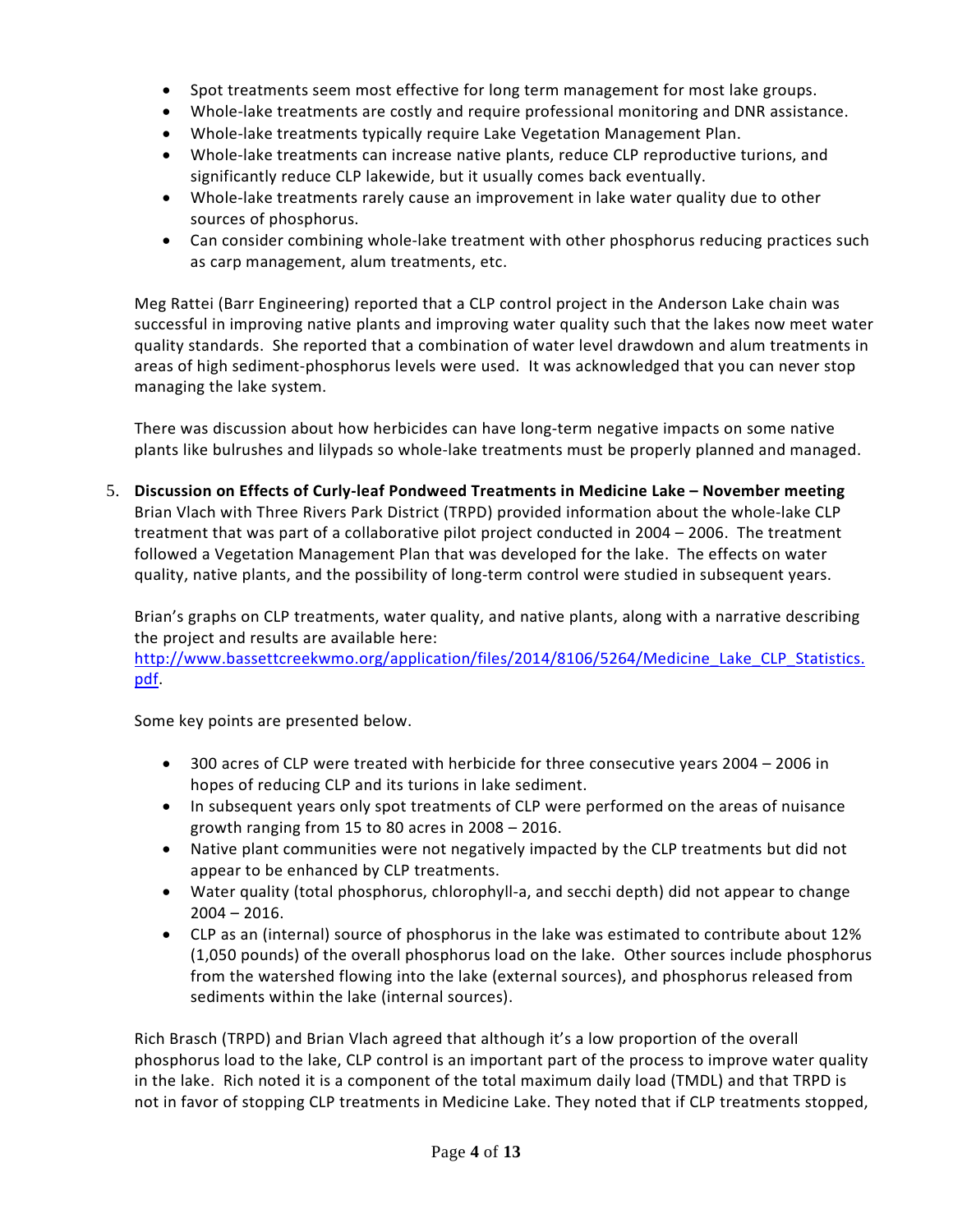- Spot treatments seem most effective for long term management for most lake groups.
- Whole-lake treatments are costly and require professional monitoring and DNR assistance.
- Whole-lake treatments typically require Lake Vegetation Management Plan.
- Whole-lake treatments can increase native plants, reduce CLP reproductive turions, and significantly reduce CLP lakewide, but it usually comes back eventually.
- Whole-lake treatments rarely cause an improvement in lake water quality due to other sources of phosphorus.
- Can consider combining whole-lake treatment with other phosphorus reducing practices such as carp management, alum treatments, etc.

Meg Rattei (Barr Engineering) reported that a CLP control project in the Anderson Lake chain was successful in improving native plants and improving water quality such that the lakes now meet water quality standards. She reported that a combination of water level drawdown and alum treatments in areas of high sediment-phosphorus levels were used. It was acknowledged that you can never stop managing the lake system.

There was discussion about how herbicides can have long-term negative impacts on some native plants like bulrushes and lilypads so whole-lake treatments must be properly planned and managed.

5. **Discussion on Effects of Curly-leaf Pondweed Treatments in Medicine Lake – November meeting**
   Brian Vlach with Three Rivers Park District (TRPD) provided information about the whole-lake CLP treatment that was part of a collaborative pilot project conducted in 2004 – 2006. The treatment followed a Vegetation Management Plan that was developed for the lake. The effects on water quality, native plants, and the possibility of long-term control were studied in subsequent years.

   Brian's graphs on CLP treatments, water quality, and native plants, along with a narrative describing the project and results are available here: [http://www.bassettcreekwmo.org/application/files/2014/8106/5264/Medicine_Lake_CLP_Statistics.pdf](http://www.bassettcreekwmo.org/application/files/2014/8106/5264/Medicine_Lake_CLP_Statistics.pdf).

   Some key points are presented below.

   - 300 acres of CLP were treated with herbicide for three consecutive years 2004 – 2006 in hopes of reducing CLP and its turions in lake sediment.
   - In subsequent years only spot treatments of CLP were performed on the areas of nuisance growth ranging from 15 to 80 acres in 2008 – 2016.
   - Native plant communities were not negatively impacted by the CLP treatments but did not appear to be enhanced by CLP treatments.
   - Water quality (total phosphorus, chlorophyll-a, and secchi depth) did not appear to change 2004 – 2016.
   - CLP as an (internal) source of phosphorus in the lake was estimated to contribute about 12% (1,050 pounds) of the overall phosphorus load on the lake. Other sources include phosphorus from the watershed flowing into the lake (external sources), and phosphorus released from sediments within the lake (internal sources).

   Rich Brasch (TRPD) and Brian Vlach agreed that although it's a low proportion of the overall phosphorus load to the lake, CLP control is an important part of the process to improve water quality in the lake. Rich noted it is a component of the total maximum daily load (TMDL) and that TRPD is not in favor of stopping CLP treatments in Medicine Lake. They noted that if CLP treatments stopped,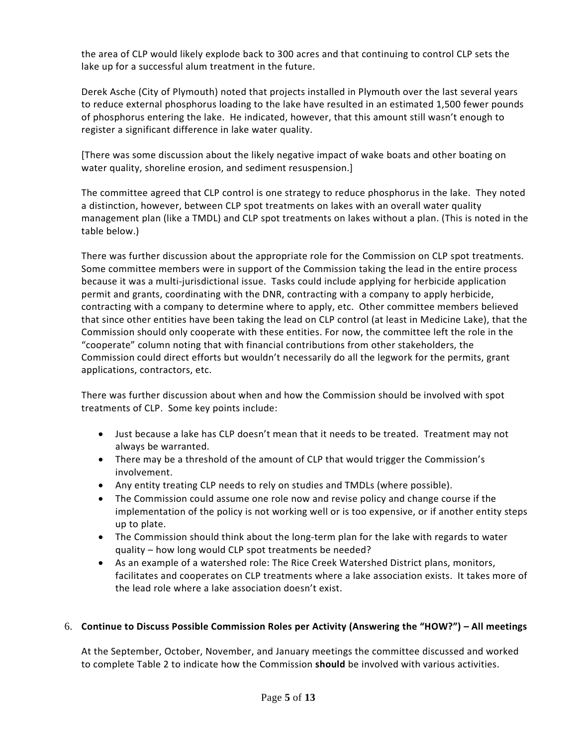the area of CLP would likely explode back to 300 acres and that continuing to control CLP sets the lake up for a successful alum treatment in the future.

Derek Asche (City of Plymouth) noted that projects installed in Plymouth over the last several years to reduce external phosphorus loading to the lake have resulted in an estimated 1,500 fewer pounds of phosphorus entering the lake. He indicated, however, that this amount still wasn't enough to register a significant difference in lake water quality.

[There was some discussion about the likely negative impact of wake boats and other boating on water quality, shoreline erosion, and sediment resuspension.]

The committee agreed that CLP control is one strategy to reduce phosphorus in the lake. They noted a distinction, however, between CLP spot treatments on lakes with an overall water quality management plan (like a TMDL) and CLP spot treatments on lakes without a plan. (This is noted in the table below.)

There was further discussion about the appropriate role for the Commission on CLP spot treatments. Some committee members were in support of the Commission taking the lead in the entire process because it was a multi-jurisdictional issue. Tasks could include applying for herbicide application permit and grants, coordinating with the DNR, contracting with a company to apply herbicide, contracting with a company to determine where to apply, etc. Other committee members believed that since other entities have been taking the lead on CLP control (at least in Medicine Lake), that the Commission should only cooperate with these entities. For now, the committee left the role in the "cooperate" column noting that with financial contributions from other stakeholders, the Commission could direct efforts but wouldn't necessarily do all the legwork for the permits, grant applications, contractors, etc.

There was further discussion about when and how the Commission should be involved with spot treatments of CLP. Some key points include:

- Just because a lake has CLP doesn't mean that it needs to be treated. Treatment may not always be warranted.
- There may be a threshold of the amount of CLP that would trigger the Commission's involvement.
- Any entity treating CLP needs to rely on studies and TMDLs (where possible).
- The Commission could assume one role now and revise policy and change course if the implementation of the policy is not working well or is too expensive, or if another entity steps up to plate.
- The Commission should think about the long-term plan for the lake with regards to water quality – how long would CLP spot treatments be needed?
- As an example of a watershed role: The Rice Creek Watershed District plans, monitors, facilitates and cooperates on CLP treatments where a lake association exists. It takes more of the lead role where a lake association doesn't exist.

6. **Continue to Discuss Possible Commission Roles per Activity (Answering the "HOW?") – All meetings**

At the September, October, November, and January meetings the committee discussed and worked to complete Table 2 to indicate how the Commission **should** be involved with various activities.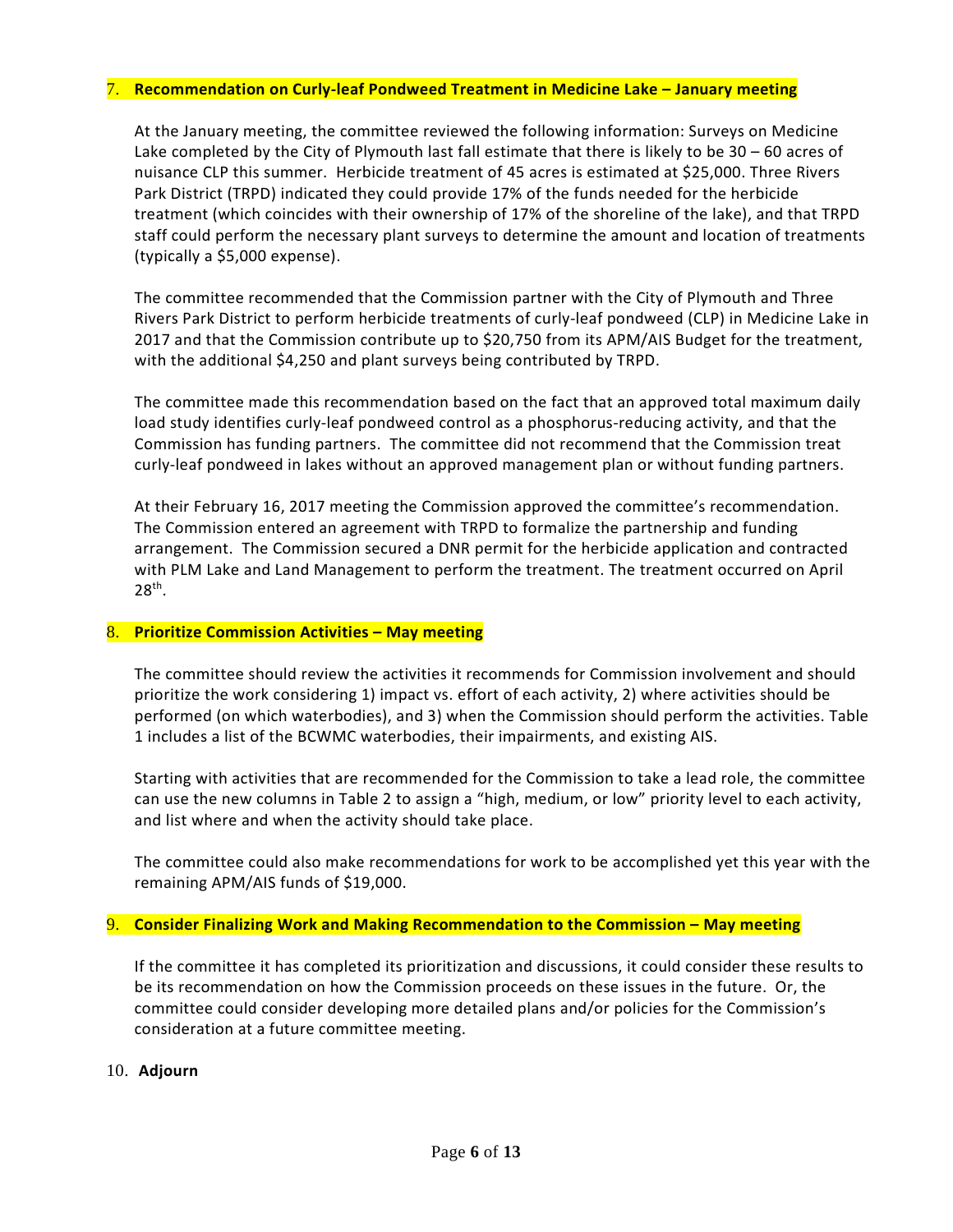7. **Recommendation on Curly-leaf Pondweed Treatment in Medicine Lake – January meeting**

   At the January meeting, the committee reviewed the following information: Surveys on Medicine Lake completed by the City of Plymouth last fall estimate that there is likely to be 30 – 60 acres of nuisance CLP this summer. Herbicide treatment of 45 acres is estimated at $25,000. Three Rivers Park District (TRPD) indicated they could provide 17% of the funds needed for the herbicide treatment (which coincides with their ownership of 17% of the shoreline of the lake), and that TRPD staff could perform the necessary plant surveys to determine the amount and location of treatments (typically a $5,000 expense).

   The committee recommended that the Commission partner with the City of Plymouth and Three Rivers Park District to perform herbicide treatments of curly-leaf pondweed (CLP) in Medicine Lake in 2017 and that the Commission contribute up to $20,750 from its APM/AIS Budget for the treatment, with the additional $4,250 and plant surveys being contributed by TRPD.

   The committee made this recommendation based on the fact that an approved total maximum daily load study identifies curly-leaf pondweed control as a phosphorus-reducing activity, and that the Commission has funding partners. The committee did not recommend that the Commission treat curly-leaf pondweed in lakes without an approved management plan or without funding partners.

   At their February 16, 2017 meeting the Commission approved the committee's recommendation. The Commission entered an agreement with TRPD to formalize the partnership and funding arrangement. The Commission secured a DNR permit for the herbicide application and contracted with PLM Lake and Land Management to perform the treatment. The treatment occurred on April 28th.

8. **Prioritize Commission Activities – May meeting**

   The committee should review the activities it recommends for Commission involvement and should prioritize the work considering 1) impact vs. effort of each activity, 2) where activities should be performed (on which waterbodies), and 3) when the Commission should perform the activities. Table 1 includes a list of the BCWMC waterbodies, their impairments, and existing AIS.

   Starting with activities that are recommended for the Commission to take a lead role, the committee can use the new columns in Table 2 to assign a "high, medium, or low" priority level to each activity, and list where and when the activity should take place.

   The committee could also make recommendations for work to be accomplished yet this year with the remaining APM/AIS funds of $19,000.

9. **Consider Finalizing Work and Making Recommendation to the Commission – May meeting**

   If the committee it has completed its prioritization and discussions, it could consider these results to be its recommendation on how the Commission proceeds on these issues in the future. Or, the committee could consider developing more detailed plans and/or policies for the Commission's consideration at a future committee meeting.

10. **Adjourn**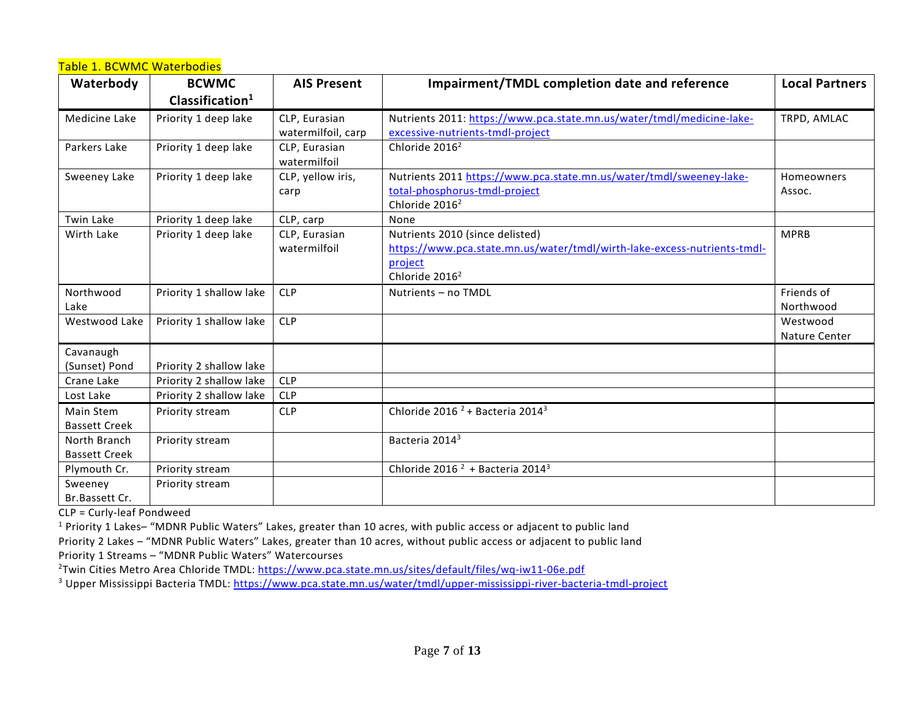Table 1. BCWMC Waterbodies

| Waterbody | BCWMC Classification[1] | AIS Present | Impairment/TMDL completion date and reference | Local Partners |
|---|---|---|---|---|
| Medicine Lake | Priority 1 deep lake | CLP, Eurasian watermilfoil, carp | Nutrients 2011: https://www.pca.state.mn.us/water/tmdl/medicine-lake-excessive-nutrients-tmdl-project | TRPD, AMLAC |
| Parkers Lake | Priority 1 deep lake | CLP, Eurasian watermilfoil | Chloride 2016[2] | |
| Sweeney Lake | Priority 1 deep lake | CLP, yellow iris, carp | Nutrients 2011 https://www.pca.state.mn.us/water/tmdl/sweeney-lake-total-phosphorus-tmdl-project Chloride 2016[2] | Homeowners Assoc. |
| Twin Lake | Priority 1 deep lake | CLP, carp | None | |
| Wirth Lake | Priority 1 deep lake | CLP, Eurasian watermilfoil | Nutrients 2010 (since delisted) https://www.pca.state.mn.us/water/tmdl/wirth-lake-excess-nutrients-tmdl-project Chloride 2016[2] | MPRB |
| Northwood Lake | Priority 1 shallow lake | CLP | Nutrients – no TMDL | Friends of Northwood |
| Westwood Lake | Priority 1 shallow lake | CLP | | Westwood Nature Center |
| Cavanaugh (Sunset) Pond | Priority 2 shallow lake | | | |
| Crane Lake | Priority 2 shallow lake | CLP | | |
| Lost Lake | Priority 2 shallow lake | CLP | | |
| Main Stem Bassett Creek | Priority stream | CLP | Chloride 2016[2] + Bacteria 2014[3] | |
| North Branch Bassett Creek | Priority stream | | Bacteria 2014[3] | |
| Plymouth Cr. | Priority stream | | Chloride 2016[2] + Bacteria 2014[3] | |
| Sweeney Br.Bassett Cr. | Priority stream | | | |

CLP = Curly-leaf Pondweed

[1] Priority 1 Lakes– "MDNR Public Waters" Lakes, greater than 10 acres, with public access or adjacent to public land

Priority 2 Lakes – "MDNR Public Waters" Lakes, greater than 10 acres, without public access or adjacent to public land

Priority 1 Streams – "MDNR Public Waters" Watercourses

[2] Twin Cities Metro Area Chloride TMDL: https://www.pca.state.mn.us/sites/default/files/wq-iw11-06e.pdf

[3] Upper Mississippi Bacteria TMDL: https://www.pca.state.mn.us/water/tmdl/upper-mississippi-river-bacteria-tmdl-project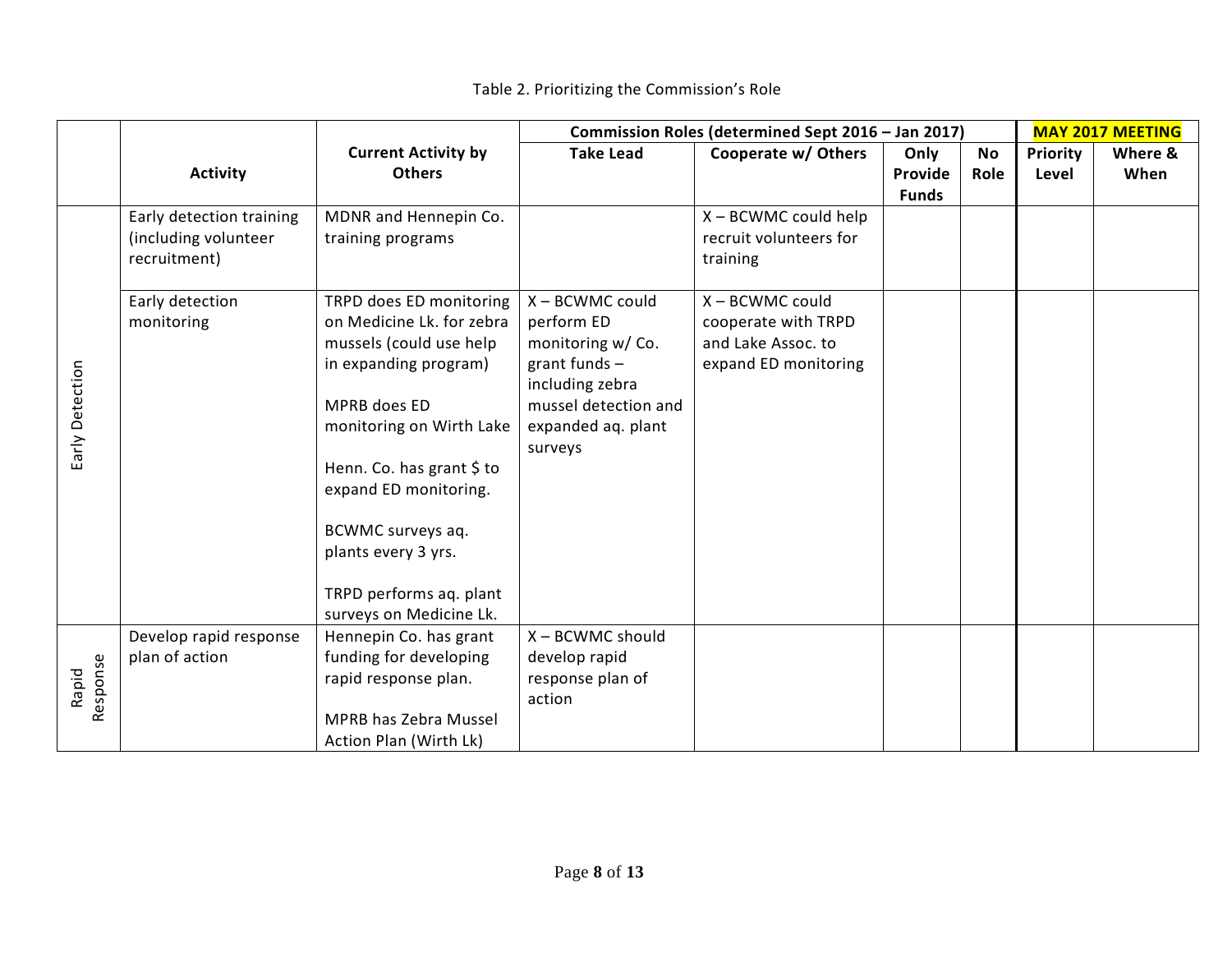Table 2. Prioritizing the Commission's Role

| | Activity | Current Activity by Others | Commission Roles (determined Sept 2016 – Jan 2017) | | | | MAY 2017 MEETING | |
|---|---|---|---|---|---|---|---|---|
| | | | Take Lead | Cooperate w/ Others | Only Provide Funds | No Role | Priority Level | Where & When |
| Early Detection | Early detection training (including volunteer recruitment) | MDNR and Hennepin Co. training programs | | X – BCWMC could help recruit volunteers for training | | | | |
| Early Detection | Early detection monitoring | TRPD does ED monitoring on Medicine Lk. for zebra mussels (could use help in expanding program)<br><br>MPRB does ED monitoring on Wirth Lake<br><br>Henn. Co. has grant $ to expand ED monitoring.<br><br>BCWMC surveys aq. plants every 3 yrs.<br><br>TRPD performs aq. plant surveys on Medicine Lk. | X – BCWMC could perform ED monitoring w/ Co. grant funds – including zebra mussel detection and expanded aq. plant surveys | X – BCWMC could cooperate with TRPD and Lake Assoc. to expand ED monitoring | | | | |
| Rapid Response | Develop rapid response plan of action | Hennepin Co. has grant funding for developing rapid response plan.<br><br>MPRB has Zebra Mussel Action Plan (Wirth Lk) | X – BCWMC should develop rapid response plan of action | | | | | |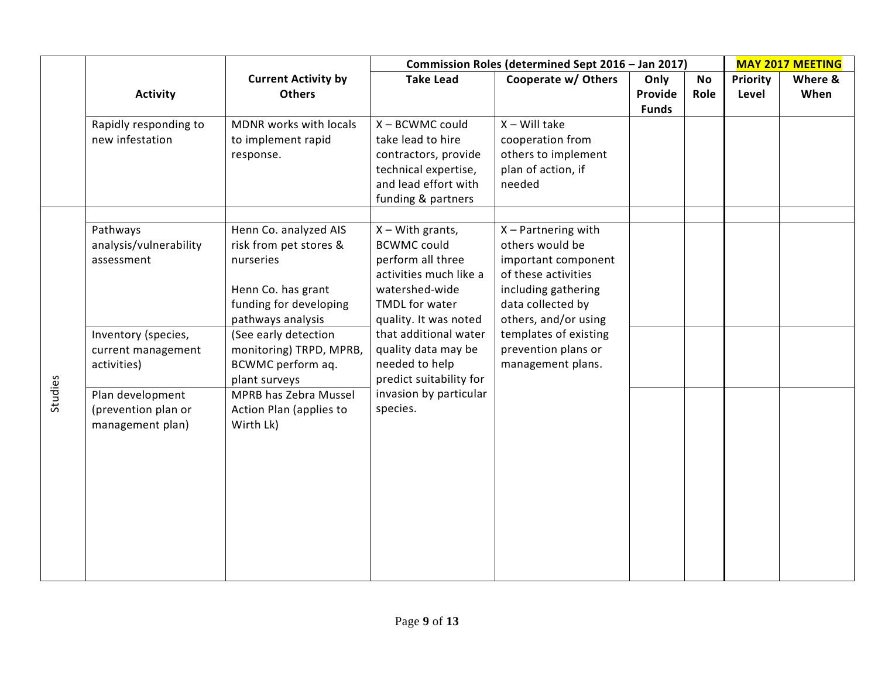| | Activity | Current Activity by Others | Commission Roles (determined Sept 2016 – Jan 2017) | | | | MAY 2017 MEETING | |
|---|---|---|---|---|---|---|---|---|
| | | | Take Lead | Cooperate w/ Others | Only Provide Funds | No Role | Priority Level | Where & When |
| | Rapidly responding to new infestation | MDNR works with locals to implement rapid response. | X – BCWMC could take lead to hire contractors, provide technical expertise, and lead effort with funding & partners | X – Will take cooperation from others to implement plan of action, if needed | | | | |
| | | | | | | | | |
| Studies | Pathways analysis/vulnerability assessment | Henn Co. analyzed AIS risk from pet stores & nurseries<br><br>Henn Co. has grant funding for developing pathways analysis | X – With grants, BCWMC could perform all three activities much like a watershed-wide TMDL for water quality. It was noted that additional water quality data may be needed to help predict suitability for invasion by particular species. | X – Partnering with others would be important component of these activities including gathering data collected by others, and/or using templates of existing prevention plans or management plans. | | | | |
| Studies | Inventory (species, current management activities) | (See early detection monitoring) TRPD, MPRB, BCWMC perform aq. plant surveys | | | | | | |
| Studies | Plan development (prevention plan or management plan) | MPRB has Zebra Mussel Action Plan (applies to Wirth Lk) | | | | | | |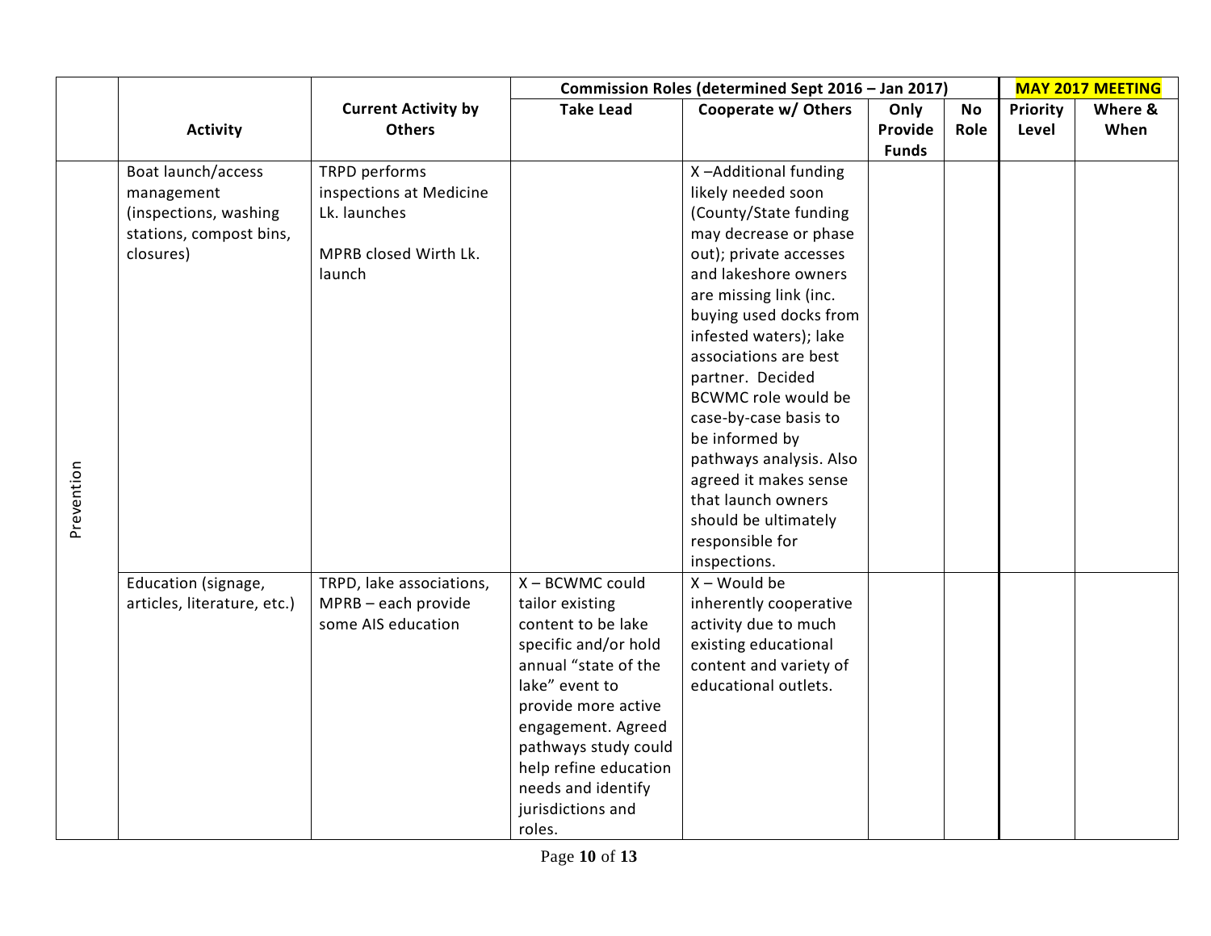| | Activity | Current Activity by Others | Commission Roles (determined Sept 2016 – Jan 2017) | | | | MAY 2017 MEETING | |
|---|---|---|---|---|---|---|---|---|
| | | | Take Lead | Cooperate w/ Others | Only Provide Funds | No Role | Priority Level | Where & When |
| Prevention | Boat launch/access management (inspections, washing stations, compost bins, closures) | TRPD performs inspections at Medicine Lk. launches<br><br>MPRB closed Wirth Lk. launch | | X –Additional funding likely needed soon (County/State funding may decrease or phase out); private accesses and lakeshore owners are missing link (inc. buying used docks from infested waters); lake associations are best partner. Decided BCWMC role would be case-by-case basis to be informed by pathways analysis. Also agreed it makes sense that launch owners should be ultimately responsible for inspections. | | | | |
| | Education (signage, articles, literature, etc.) | TRPD, lake associations, MPRB – each provide some AIS education | X – BCWMC could tailor existing content to be lake specific and/or hold annual "state of the lake" event to provide more active engagement. Agreed pathways study could help refine education needs and identify jurisdictions and roles. | X – Would be inherently cooperative activity due to much existing educational content and variety of educational outlets. | | | | |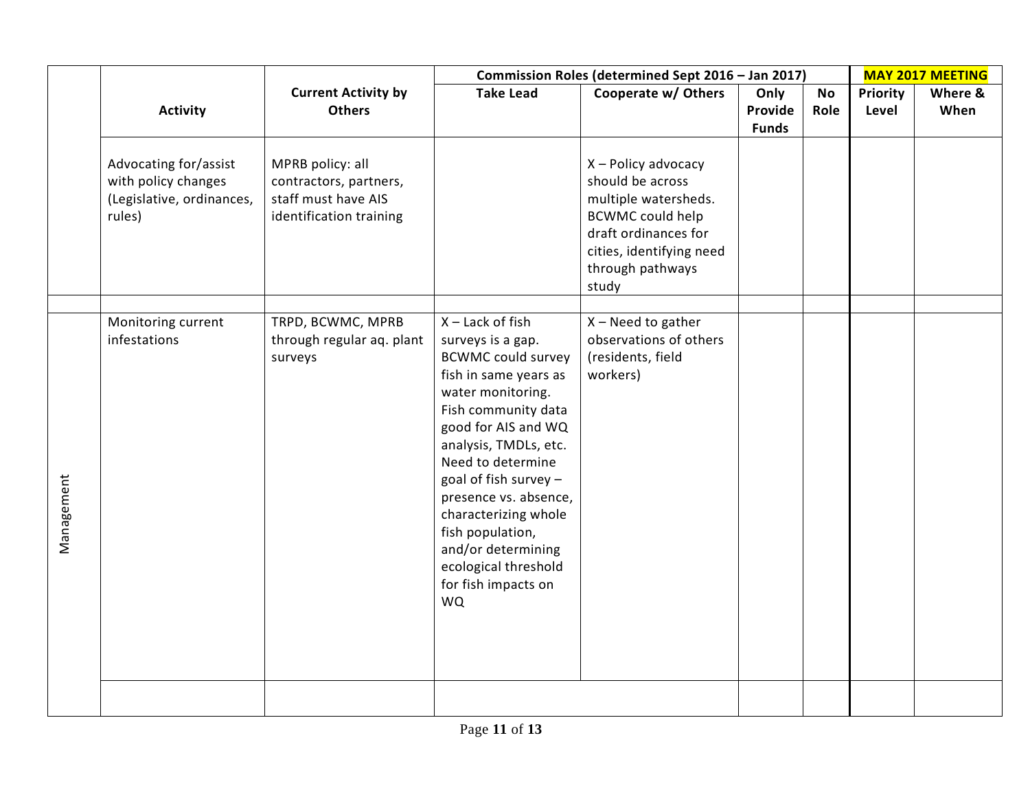| | Activity | Current Activity by Others | Commission Roles (determined Sept 2016 – Jan 2017) | | | | MAY 2017 MEETING | |
|---|---|---|---|---|---|---|---|---|
| | | | Take Lead | Cooperate w/ Others | Only Provide Funds | No Role | Priority Level | Where & When |
| | Advocating for/assist with policy changes (Legislative, ordinances, rules) | MPRB policy: all contractors, partners, staff must have AIS identification training | | X – Policy advocacy should be across multiple watersheds. BCWMC could help draft ordinances for cities, identifying need through pathways study | | | | |
| | | | | | | | | |
| Management | Monitoring current infestations | TRPD, BCWMC, MPRB through regular aq. plant surveys | X – Lack of fish surveys is a gap. BCWMC could survey fish in same years as water monitoring. Fish community data good for AIS and WQ analysis, TMDLs, etc. Need to determine goal of fish survey – presence vs. absence, characterizing whole fish population, and/or determining ecological threshold for fish impacts on WQ | X – Need to gather observations of others (residents, field workers) | | | | |
| | | | | | | | | |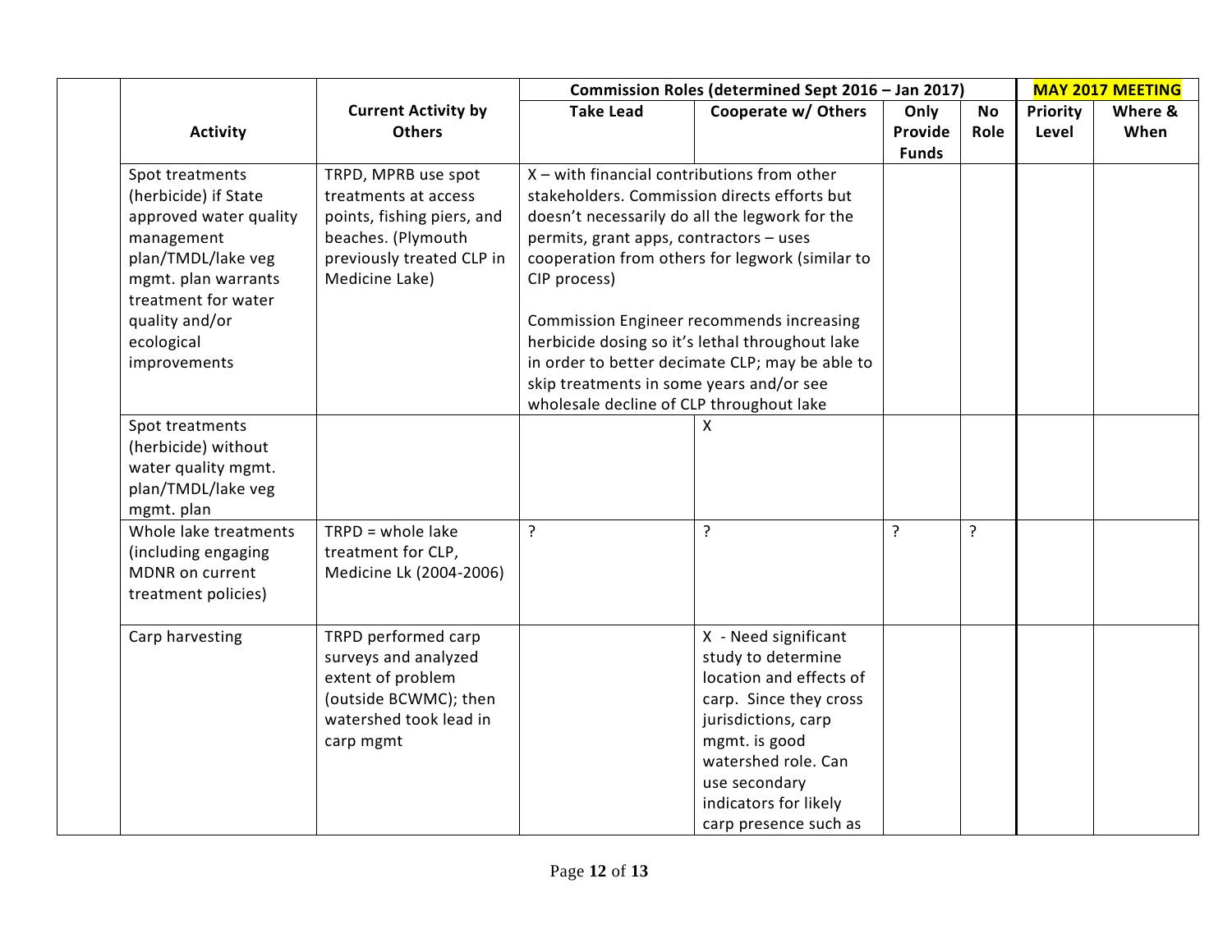| | Activity | Current Activity by Others | Commission Roles (determined Sept 2016 – Jan 2017) | | | | MAY 2017 MEETING | |
|---|---|---|---|---|---|---|---|---|
| | | | Take Lead | Cooperate w/ Others | Only Provide Funds | No Role | Priority Level | Where & When |
| | Spot treatments (herbicide) if State approved water quality management plan/TMDL/lake veg mgmt. plan warrants treatment for water quality and/or ecological improvements | TRPD, MPRB use spot treatments at access points, fishing piers, and beaches. (Plymouth previously treated CLP in Medicine Lake) | X – with financial contributions from other stakeholders. Commission directs efforts but doesn't necessarily do all the legwork for the permits, grant apps, contractors – uses cooperation from others for legwork (similar to CIP process)<br><br>Commission Engineer recommends increasing herbicide dosing so it's lethal throughout lake in order to better decimate CLP; may be able to skip treatments in some years and/or see wholesale decline of CLP throughout lake | | | | | |
| | Spot treatments (herbicide) without water quality mgmt. plan/TMDL/lake veg mgmt. plan | | | X | | | | |
| | Whole lake treatments (including engaging MDNR on current treatment policies) | TRPD = whole lake treatment for CLP, Medicine Lk (2004-2006) | ? | ? | ? | ? | | |
| | Carp harvesting | TRPD performed carp surveys and analyzed extent of problem (outside BCWMC); then watershed took lead in carp mgmt | | X - Need significant study to determine location and effects of carp. Since they cross jurisdictions, carp mgmt. is good watershed role. Can use secondary indicators for likely carp presence such as | | | | |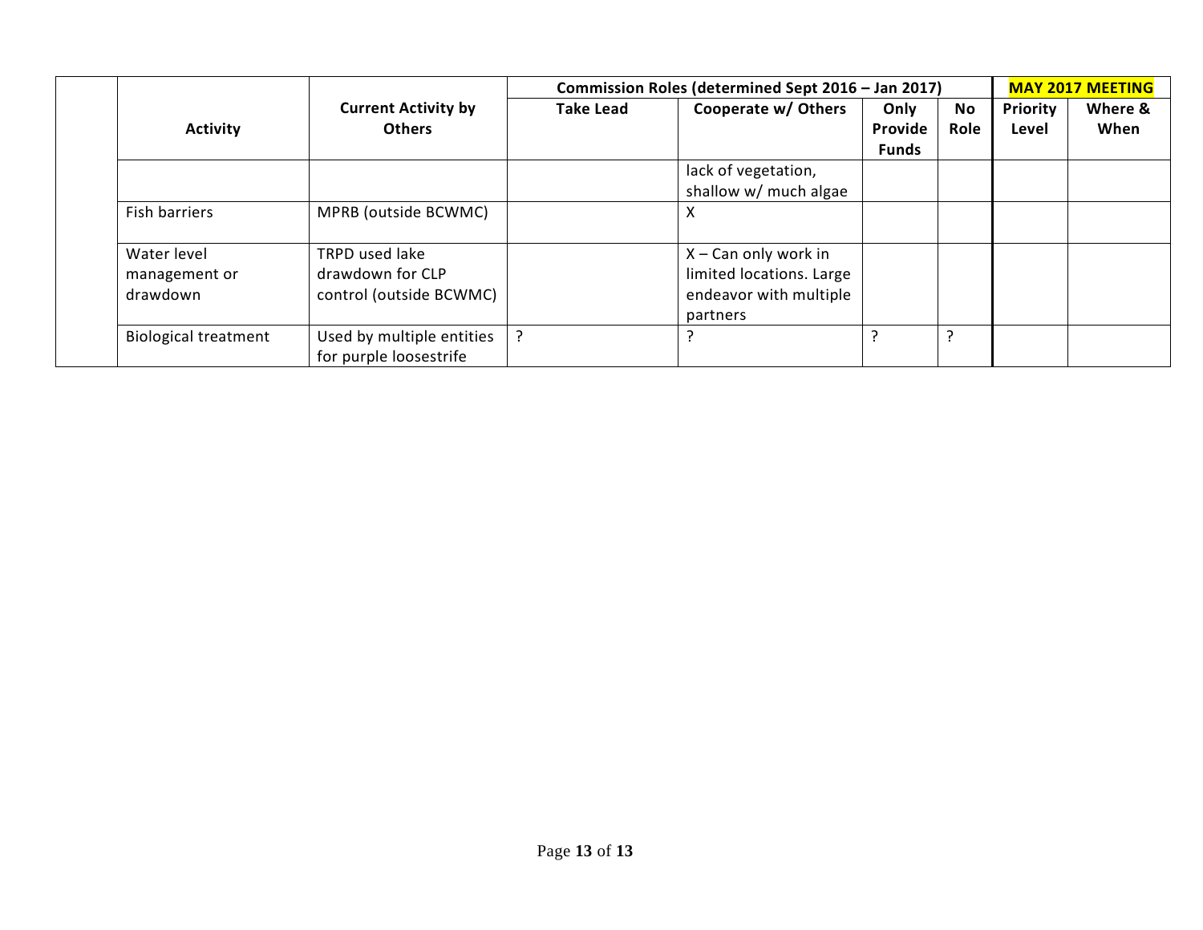| | Activity | Current Activity by Others | Commission Roles (determined Sept 2016 – Jan 2017) | | | | MAY 2017 MEETING | |
|---|---|---|---|---|---|---|---|---|
| | | | Take Lead | Cooperate w/ Others | Only Provide Funds | No Role | Priority Level | Where & When |
| | | | | lack of vegetation, shallow w/ much algae | | | | |
| | Fish barriers | MPRB (outside BCWMC) | | X | | | | |
| | Water level management or drawdown | TRPD used lake drawdown for CLP control (outside BCWMC) | | X – Can only work in limited locations. Large endeavor with multiple partners | | | | |
| | Biological treatment | Used by multiple entities for purple loosestrife | ? | ? | ? | ? | | |